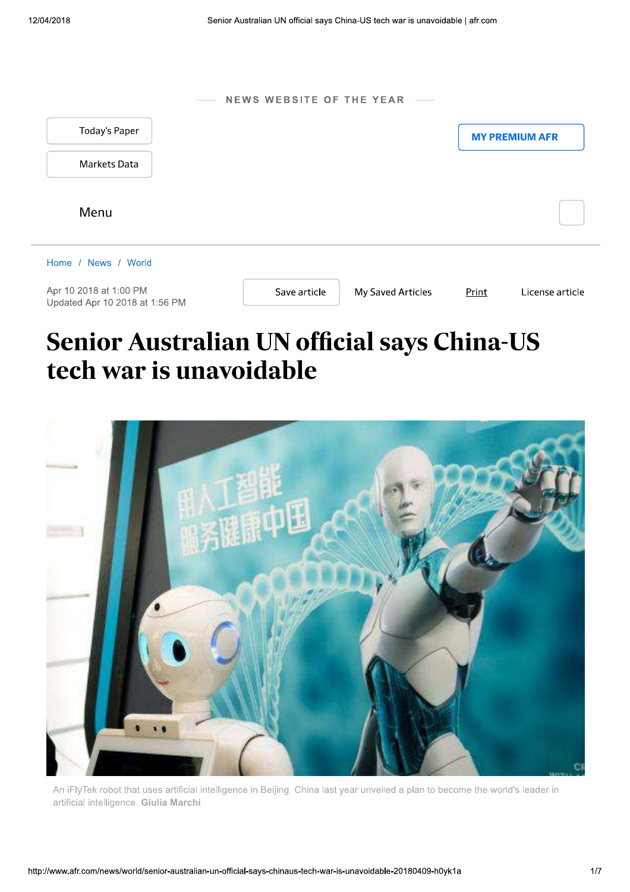NEWS WEBSITE OF THE YEAR

Today's Paper

Markets Data

MY PREMIUM AFR

Menu

Home / News / World

Apr 10 2018 at 1:00 PM
Updated Apr 10 2018 at 1:56 PM

Save article | My Saved Articles | Print | License article

# Senior Australian UN official says China-US tech war is unavoidable

An iFlyTek robot that uses artificial intelligence in Beijing. China last year unveiled a plan to become the world's leader in artificial intelligence. **Giulia Marchi**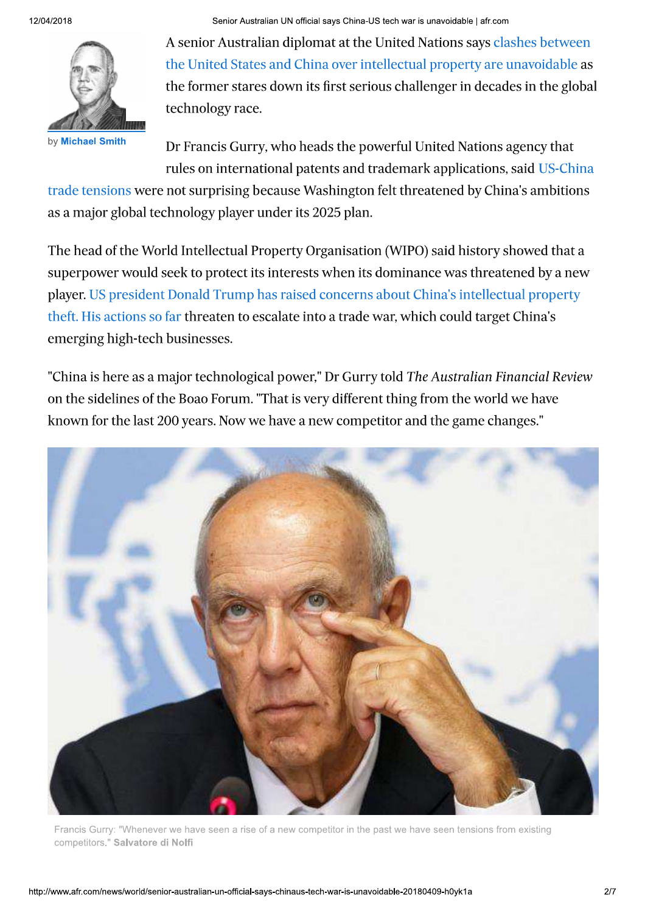by **Michael Smith**

A senior Australian diplomat at the United Nations says clashes between the United States and China over intellectual property are unavoidable as the former stares down its first serious challenger in decades in the global technology race.

Dr Francis Gurry, who heads the powerful United Nations agency that rules on international patents and trademark applications, said US-China trade tensions were not surprising because Washington felt threatened by China's ambitions as a major global technology player under its 2025 plan.

The head of the World Intellectual Property Organisation (WIPO) said history showed that a superpower would seek to protect its interests when its dominance was threatened by a new player. US president Donald Trump has raised concerns about China's intellectual property theft. His actions so far threaten to escalate into a trade war, which could target China's emerging high-tech businesses.

"China is here as a major technological power," Dr Gurry told *The Australian Financial Review* on the sidelines of the Boao Forum. "That is very different thing from the world we have known for the last 200 years. Now we have a new competitor and the game changes."

Francis Gurry: "Whenever we have seen a rise of a new competitor in the past we have seen tensions from existing competitors." **Salvatore di Nolfi**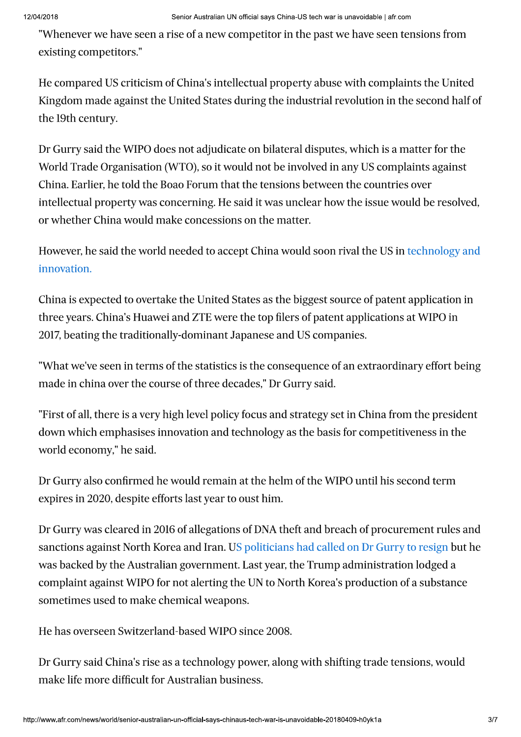"Whenever we have seen a rise of a new competitor in the past we have seen tensions from existing competitors."

He compared US criticism of China's intellectual property abuse with complaints the United Kingdom made against the United States during the industrial revolution in the second half of the 19th century.

Dr Gurry said the WIPO does not adjudicate on bilateral disputes, which is a matter for the World Trade Organisation (WTO), so it would not be involved in any US complaints against China. Earlier, he told the Boao Forum that the tensions between the countries over intellectual property was concerning. He said it was unclear how the issue would be resolved, or whether China would make concessions on the matter.

However, he said the world needed to accept China would soon rival the US in technology and innovation.

China is expected to overtake the United States as the biggest source of patent application in three years. China's Huawei and ZTE were the top filers of patent applications at WIPO in 2017, beating the traditionally-dominant Japanese and US companies.

"What we've seen in terms of the statistics is the consequence of an extraordinary effort being made in china over the course of three decades," Dr Gurry said.

"First of all, there is a very high level policy focus and strategy set in China from the president down which emphasises innovation and technology as the basis for competitiveness in the world economy," he said.

Dr Gurry also confirmed he would remain at the helm of the WIPO until his second term expires in 2020, despite efforts last year to oust him.

Dr Gurry was cleared in 2016 of allegations of DNA theft and breach of procurement rules and sanctions against North Korea and Iran. US politicians had called on Dr Gurry to resign but he was backed by the Australian government. Last year, the Trump administration lodged a complaint against WIPO for not alerting the UN to North Korea's production of a substance sometimes used to make chemical weapons.

He has overseen Switzerland-based WIPO since 2008.

Dr Gurry said China's rise as a technology power, along with shifting trade tensions, would make life more difficult for Australian business.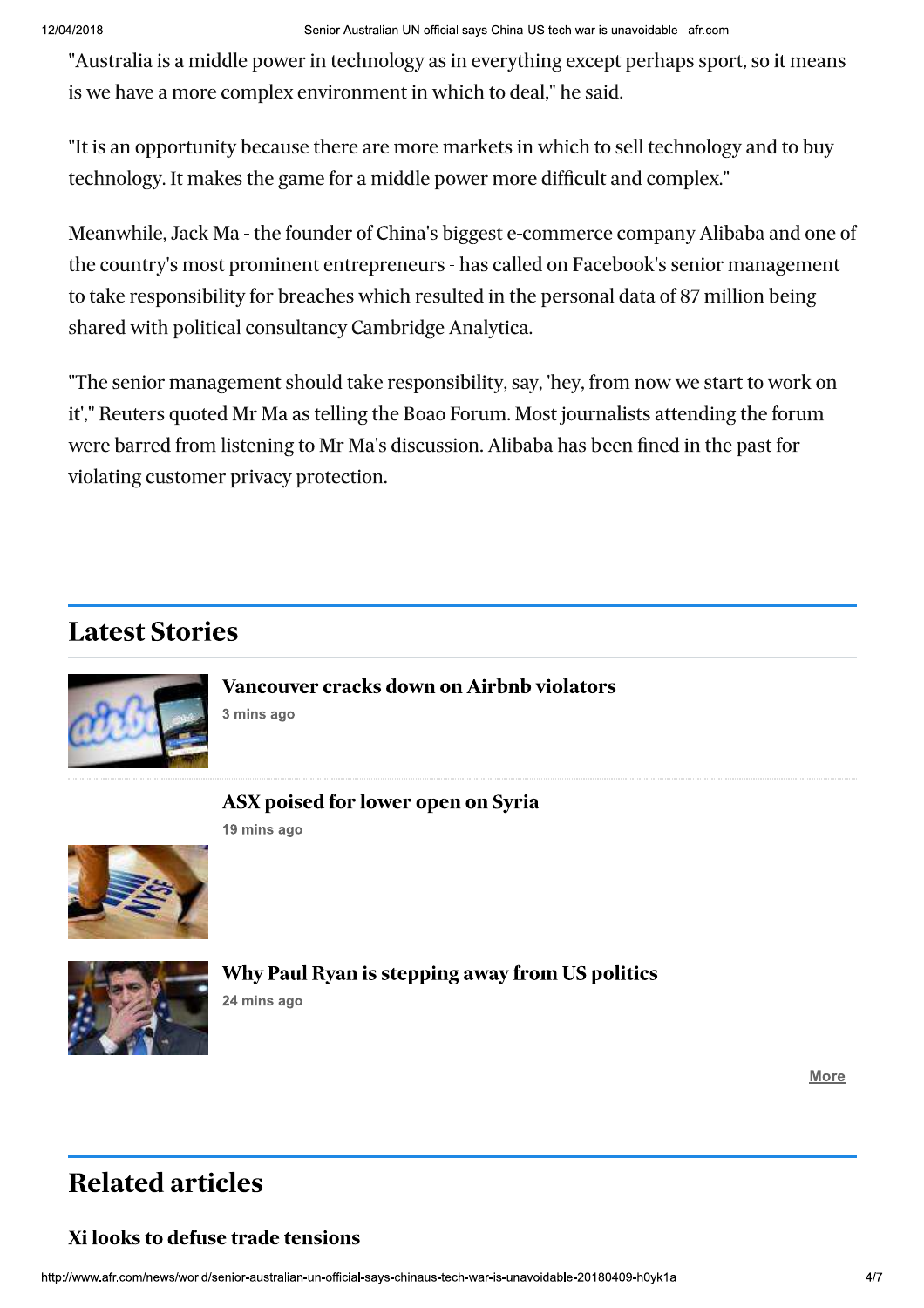"Australia is a middle power in technology as in everything except perhaps sport, so it means is we have a more complex environment in which to deal," he said.

"It is an opportunity because there are more markets in which to sell technology and to buy technology. It makes the game for a middle power more difficult and complex."

Meanwhile, Jack Ma - the founder of China's biggest e-commerce company Alibaba and one of the country's most prominent entrepreneurs - has called on Facebook's senior management to take responsibility for breaches which resulted in the personal data of 87 million being shared with political consultancy Cambridge Analytica.

"The senior management should take responsibility, say, 'hey, from now we start to work on it'," Reuters quoted Mr Ma as telling the Boao Forum. Most journalists attending the forum were barred from listening to Mr Ma's discussion. Alibaba has been fined in the past for violating customer privacy protection.

## Latest Stories

**Vancouver cracks down on Airbnb violators**
3 mins ago

**ASX poised for lower open on Syria**
19 mins ago

**Why Paul Ryan is stepping away from US politics**
24 mins ago

More

## Related articles

**Xi looks to defuse trade tensions**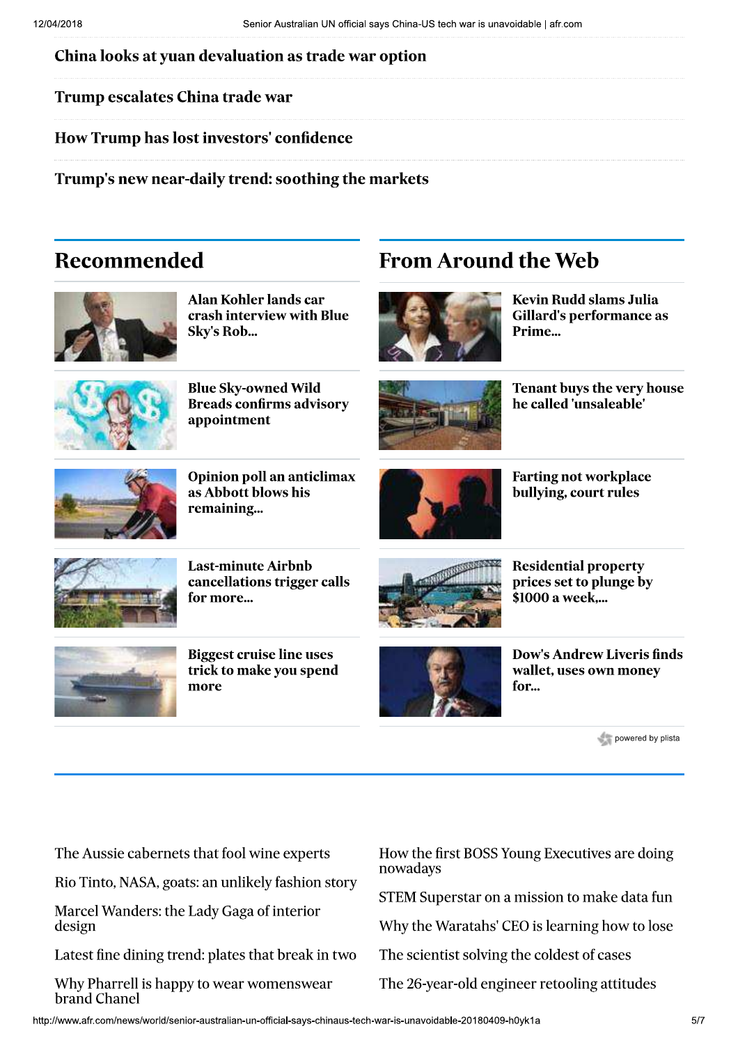**China looks at yuan devaluation as trade war option**

**Trump escalates China trade war**

**How Trump has lost investors' confidence**

**Trump's new near-daily trend: soothing the markets**

## Recommended

**Alan Kohler lands car crash interview with Blue Sky's Rob...**

**Blue Sky-owned Wild Breads confirms advisory appointment**

**Opinion poll an anticlimax as Abbott blows his remaining...**

**Last-minute Airbnb cancellations trigger calls for more...**

**Biggest cruise line uses trick to make you spend more**

## From Around the Web

**Kevin Rudd slams Julia Gillard's performance as Prime...**

**Tenant buys the very house he called 'unsaleable'**

**Farting not workplace bullying, court rules**

**Residential property prices set to plunge by $1000 a week,...**

**Dow's Andrew Liveris finds wallet, uses own money for...**

powered by plista

The Aussie cabernets that fool wine experts

Rio Tinto, NASA, goats: an unlikely fashion story

Marcel Wanders: the Lady Gaga of interior design

Latest fine dining trend: plates that break in two

Why Pharrell is happy to wear womenswear brand Chanel

How the first BOSS Young Executives are doing nowadays

STEM Superstar on a mission to make data fun

Why the Waratahs' CEO is learning how to lose

The scientist solving the coldest of cases

The 26-year-old engineer retooling attitudes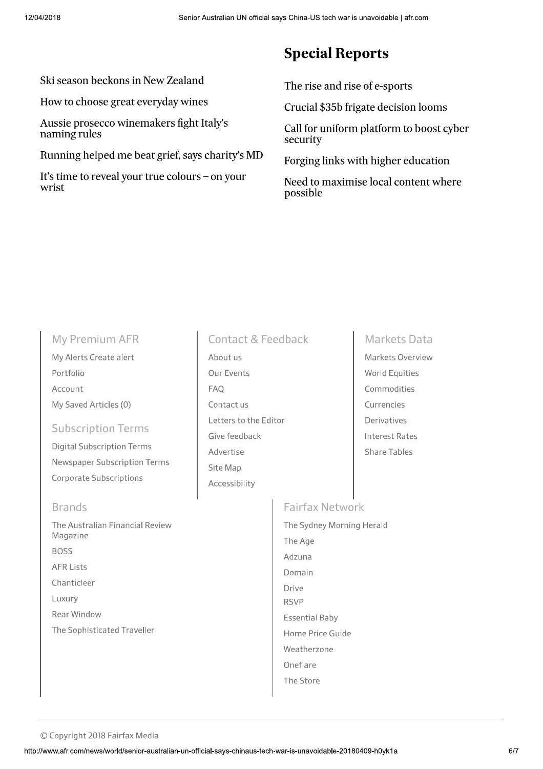Ski season beckons in New Zealand

How to choose great everyday wines

Aussie prosecco winemakers fight Italy's naming rules

Running helped me beat grief, says charity's MD

It's time to reveal your true colours – on your wrist

## Special Reports

The rise and rise of e-sports

Crucial $35b frigate decision looms

Call for uniform platform to boost cyber security

Forging links with higher education

Need to maximise local content where possible

### My Premium AFR

My Alerts Create alert

Portfolio

Account

My Saved Articles (0)

### Subscription Terms

Digital Subscription Terms

Newspaper Subscription Terms

Corporate Subscriptions

### Contact & Feedback

About us

Our Events

FAQ

Contact us

Letters to the Editor

Give feedback

Advertise

Site Map

Accessibility

### Markets Data

Markets Overview

World Equities

Commodities

Currencies

Derivatives

Interest Rates

Share Tables

### Brands

The Australian Financial Review Magazine

BOSS

AFR Lists

Chanticleer

Luxury

Rear Window

The Sophisticated Traveller

### Fairfax Network

The Sydney Morning Herald

The Age

Adzuna

Domain

Drive

RSVP

Essential Baby

Home Price Guide

Weatherzone

Oneflare

The Store

© Copyright 2018 Fairfax Media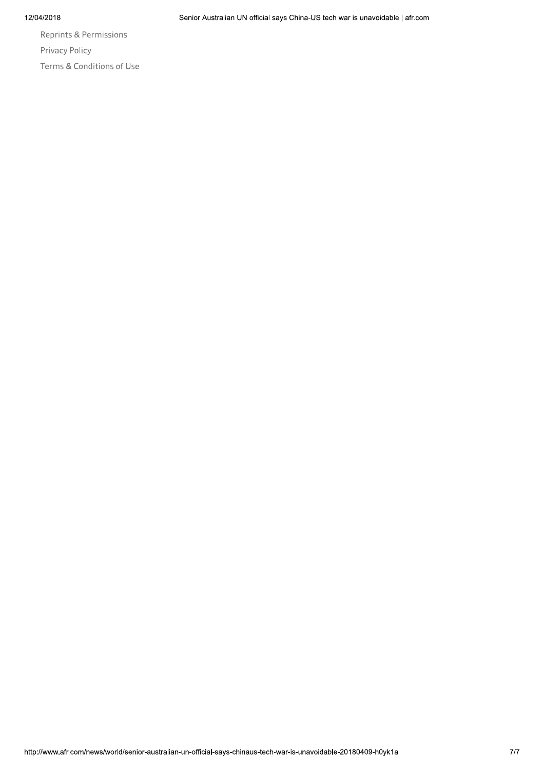Reprints & Permissions

Privacy Policy

Terms & Conditions of Use